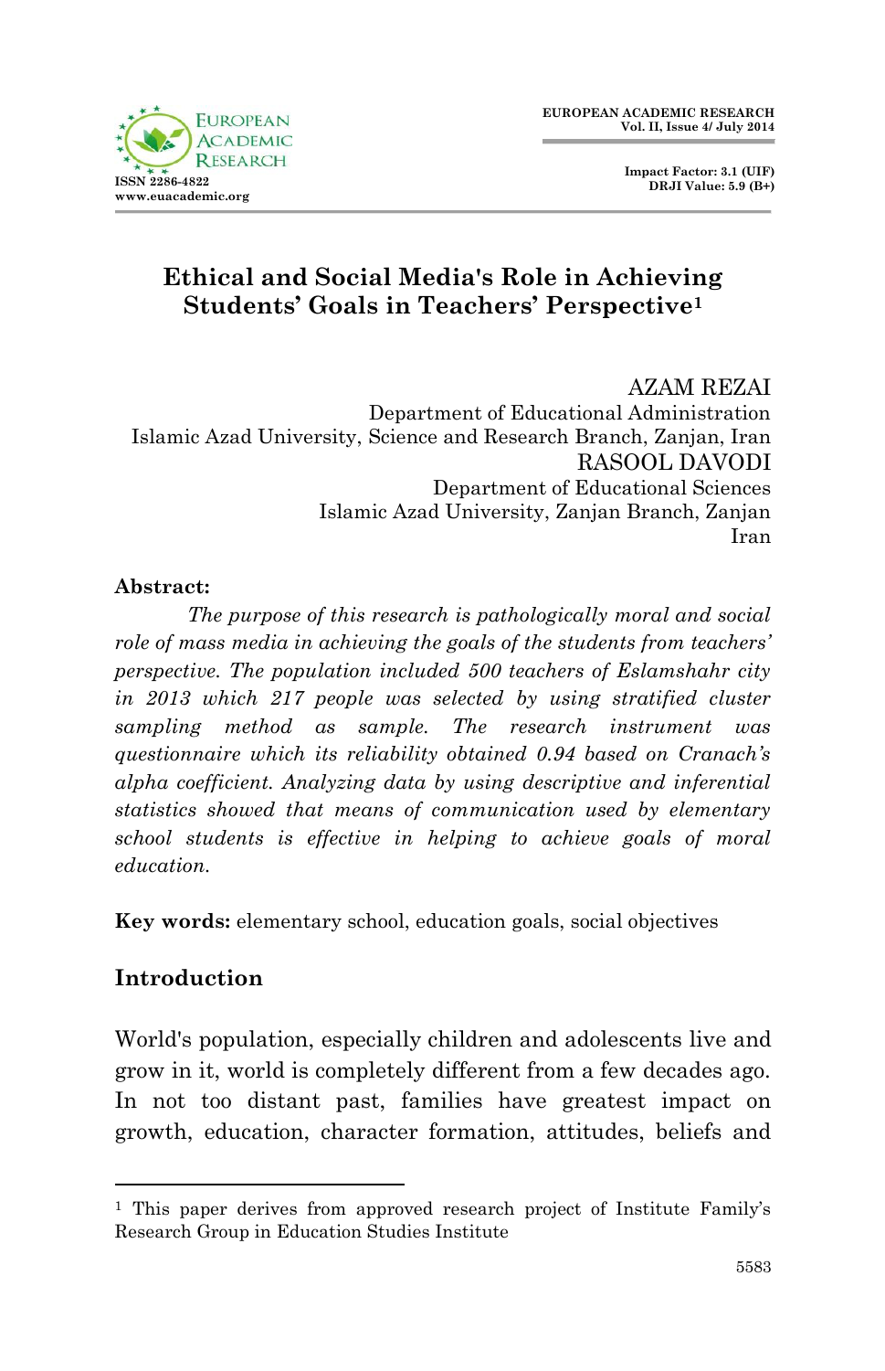# Ethical and Social Media's Role in Achieving Students' Goals in Teachers' Perspective[1]

AZAM REZAI
Department of Educational Administration
Islamic Azad University, Science and Research Branch, Zanjan, Iran

RASOOL DAVODI
Department of Educational Sciences
Islamic Azad University, Zanjan Branch, Zanjan
Iran

**Abstract:**

*The purpose of this research is pathologically moral and social role of mass media in achieving the goals of the students from teachers' perspective. The population included 500 teachers of Eslamshahr city in 2013 which 217 people was selected by using stratified cluster sampling method as sample. The research instrument was questionnaire which its reliability obtained 0.94 based on Cranach's alpha coefficient. Analyzing data by using descriptive and inferential statistics showed that means of communication used by elementary school students is effective in helping to achieve goals of moral education.*

**Key words:** elementary school, education goals, social objectives

## Introduction

World's population, especially children and adolescents live and grow in it, world is completely different from a few decades ago. In not too distant past, families have greatest impact on growth, education, character formation, attitudes, beliefs and

---

[1] This paper derives from approved research project of Institute Family's Research Group in Education Studies Institute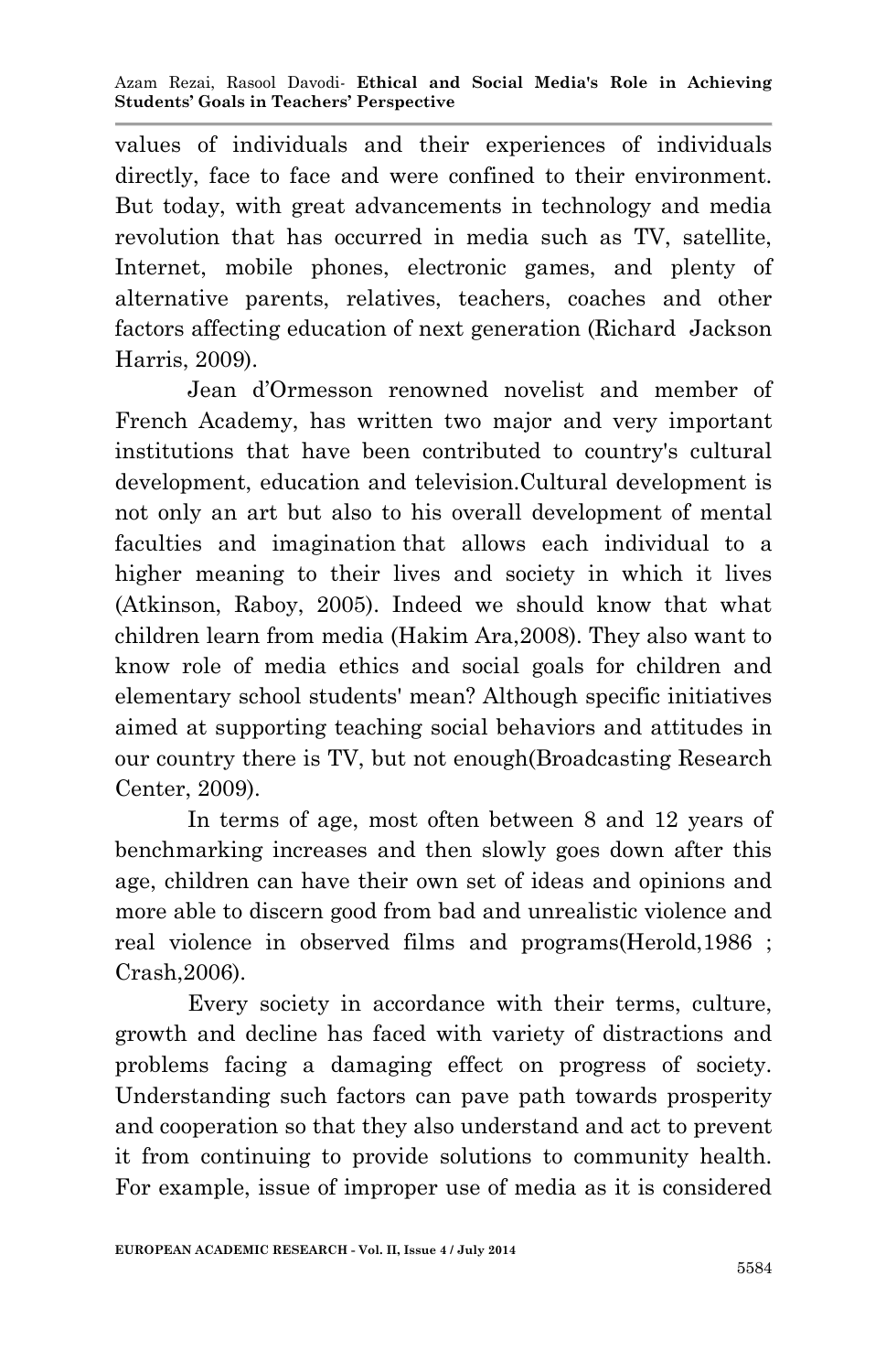values of individuals and their experiences of individuals directly, face to face and were confined to their environment. But today, with great advancements in technology and media revolution that has occurred in media such as TV, satellite, Internet, mobile phones, electronic games, and plenty of alternative parents, relatives, teachers, coaches and other factors affecting education of next generation (Richard Jackson Harris, 2009).

Jean d'Ormesson renowned novelist and member of French Academy, has written two major and very important institutions that have been contributed to country's cultural development, education and television.Cultural development is not only an art but also to his overall development of mental faculties and imagination that allows each individual to a higher meaning to their lives and society in which it lives (Atkinson, Raboy, 2005). Indeed we should know that what children learn from media (Hakim Ara,2008). They also want to know role of media ethics and social goals for children and elementary school students' mean? Although specific initiatives aimed at supporting teaching social behaviors and attitudes in our country there is TV, but not enough(Broadcasting Research Center, 2009).

In terms of age, most often between 8 and 12 years of benchmarking increases and then slowly goes down after this age, children can have their own set of ideas and opinions and more able to discern good from bad and unrealistic violence and real violence in observed films and programs(Herold,1986 ; Crash,2006).

Every society in accordance with their terms, culture, growth and decline has faced with variety of distractions and problems facing a damaging effect on progress of society. Understanding such factors can pave path towards prosperity and cooperation so that they also understand and act to prevent it from continuing to provide solutions to community health. For example, issue of improper use of media as it is considered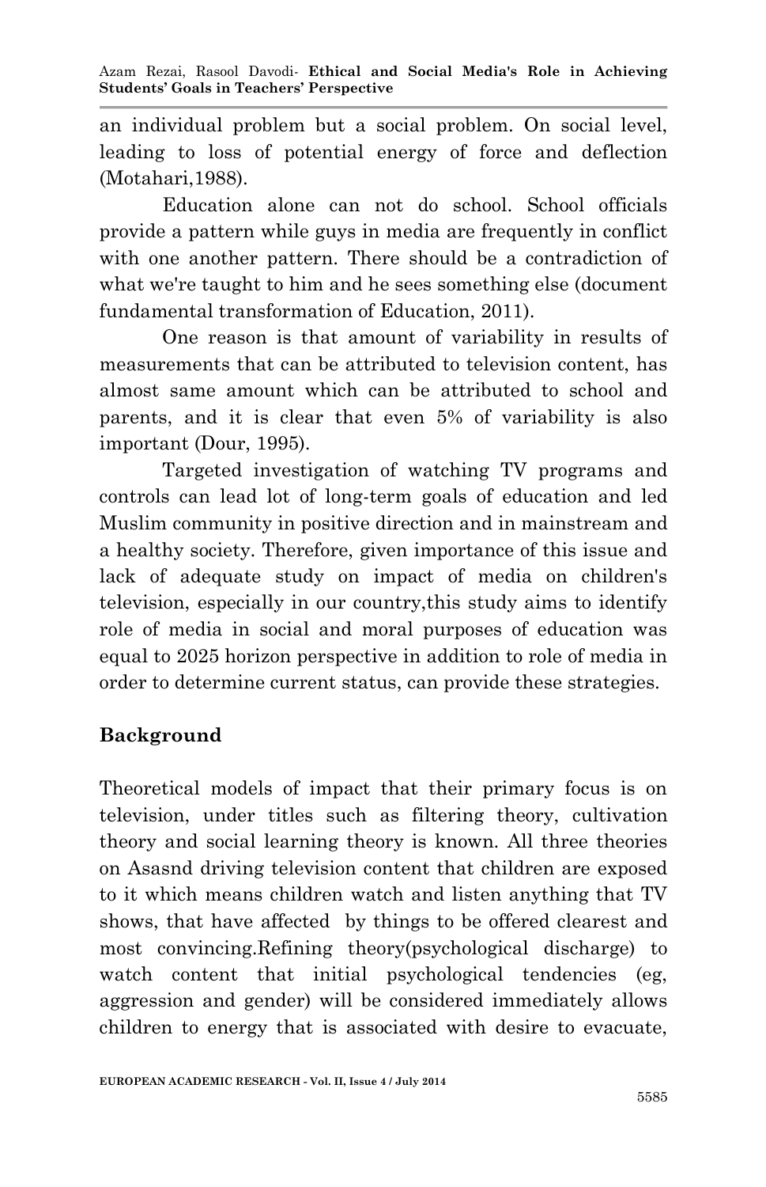an individual problem but a social problem. On social level, leading to loss of potential energy of force and deflection (Motahari,1988).

Education alone can not do school. School officials provide a pattern while guys in media are frequently in conflict with one another pattern. There should be a contradiction of what we're taught to him and he sees something else (document fundamental transformation of Education, 2011).

One reason is that amount of variability in results of measurements that can be attributed to television content, has almost same amount which can be attributed to school and parents, and it is clear that even 5% of variability is also important (Dour, 1995).

Targeted investigation of watching TV programs and controls can lead lot of long-term goals of education and led Muslim community in positive direction and in mainstream and a healthy society. Therefore, given importance of this issue and lack of adequate study on impact of media on children's television, especially in our country,this study aims to identify role of media in social and moral purposes of education was equal to 2025 horizon perspective in addition to role of media in order to determine current status, can provide these strategies.

## Background

Theoretical models of impact that their primary focus is on television, under titles such as filtering theory, cultivation theory and social learning theory is known. All three theories on Asasnd driving television content that children are exposed to it which means children watch and listen anything that TV shows, that have affected by things to be offered clearest and most convincing.Refining theory(psychological discharge) to watch content that initial psychological tendencies (eg, aggression and gender) will be considered immediately allows children to energy that is associated with desire to evacuate,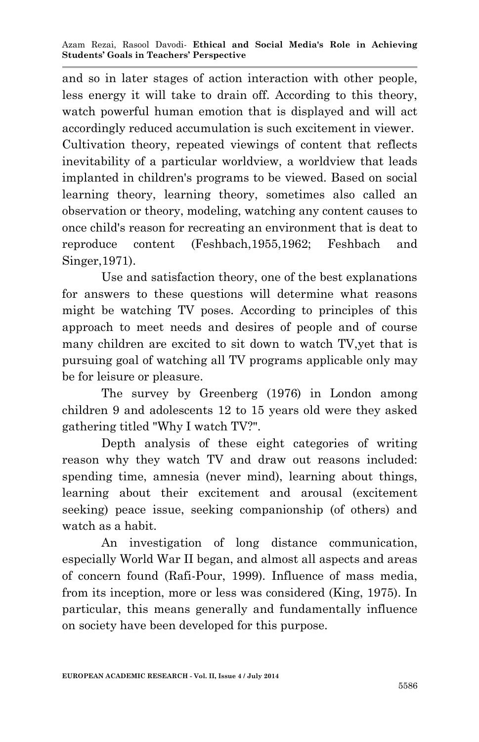and so in later stages of action interaction with other people, less energy it will take to drain off. According to this theory, watch powerful human emotion that is displayed and will act accordingly reduced accumulation is such excitement in viewer. Cultivation theory, repeated viewings of content that reflects inevitability of a particular worldview, a worldview that leads implanted in children's programs to be viewed. Based on social learning theory, learning theory, sometimes also called an observation or theory, modeling, watching any content causes to once child's reason for recreating an environment that is deat to reproduce content (Feshbach,1955,1962; Feshbach and Singer,1971).

Use and satisfaction theory, one of the best explanations for answers to these questions will determine what reasons might be watching TV poses. According to principles of this approach to meet needs and desires of people and of course many children are excited to sit down to watch TV,yet that is pursuing goal of watching all TV programs applicable only may be for leisure or pleasure.

The survey by Greenberg (1976) in London among children 9 and adolescents 12 to 15 years old were they asked gathering titled "Why I watch TV?".

Depth analysis of these eight categories of writing reason why they watch TV and draw out reasons included: spending time, amnesia (never mind), learning about things, learning about their excitement and arousal (excitement seeking) peace issue, seeking companionship (of others) and watch as a habit.

An investigation of long distance communication, especially World War II began, and almost all aspects and areas of concern found (Rafi-Pour, 1999). Influence of mass media, from its inception, more or less was considered (King, 1975). In particular, this means generally and fundamentally influence on society have been developed for this purpose.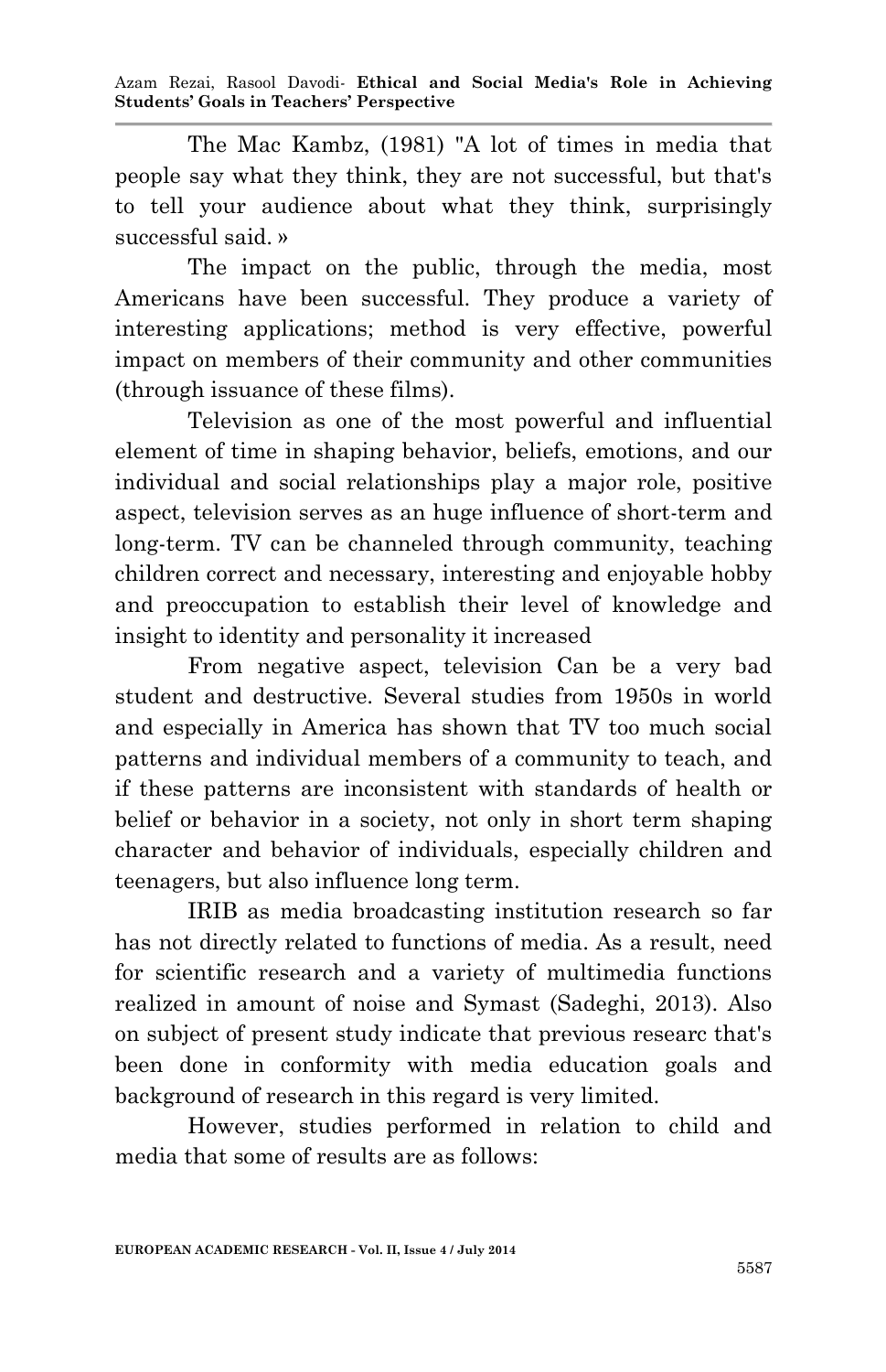The Mac Kambz, (1981) "A lot of times in media that people say what they think, they are not successful, but that's to tell your audience about what they think, surprisingly successful said. »

The impact on the public, through the media, most Americans have been successful. They produce a variety of interesting applications; method is very effective, powerful impact on members of their community and other communities (through issuance of these films).

Television as one of the most powerful and influential element of time in shaping behavior, beliefs, emotions, and our individual and social relationships play a major role, positive aspect, television serves as an huge influence of short-term and long-term. TV can be channeled through community, teaching children correct and necessary, interesting and enjoyable hobby and preoccupation to establish their level of knowledge and insight to identity and personality it increased

From negative aspect, television Can be a very bad student and destructive. Several studies from 1950s in world and especially in America has shown that TV too much social patterns and individual members of a community to teach, and if these patterns are inconsistent with standards of health or belief or behavior in a society, not only in short term shaping character and behavior of individuals, especially children and teenagers, but also influence long term.

IRIB as media broadcasting institution research so far has not directly related to functions of media. As a result, need for scientific research and a variety of multimedia functions realized in amount of noise and Symast (Sadeghi, 2013). Also on subject of present study indicate that previous researc that's been done in conformity with media education goals and background of research in this regard is very limited.

However, studies performed in relation to child and media that some of results are as follows: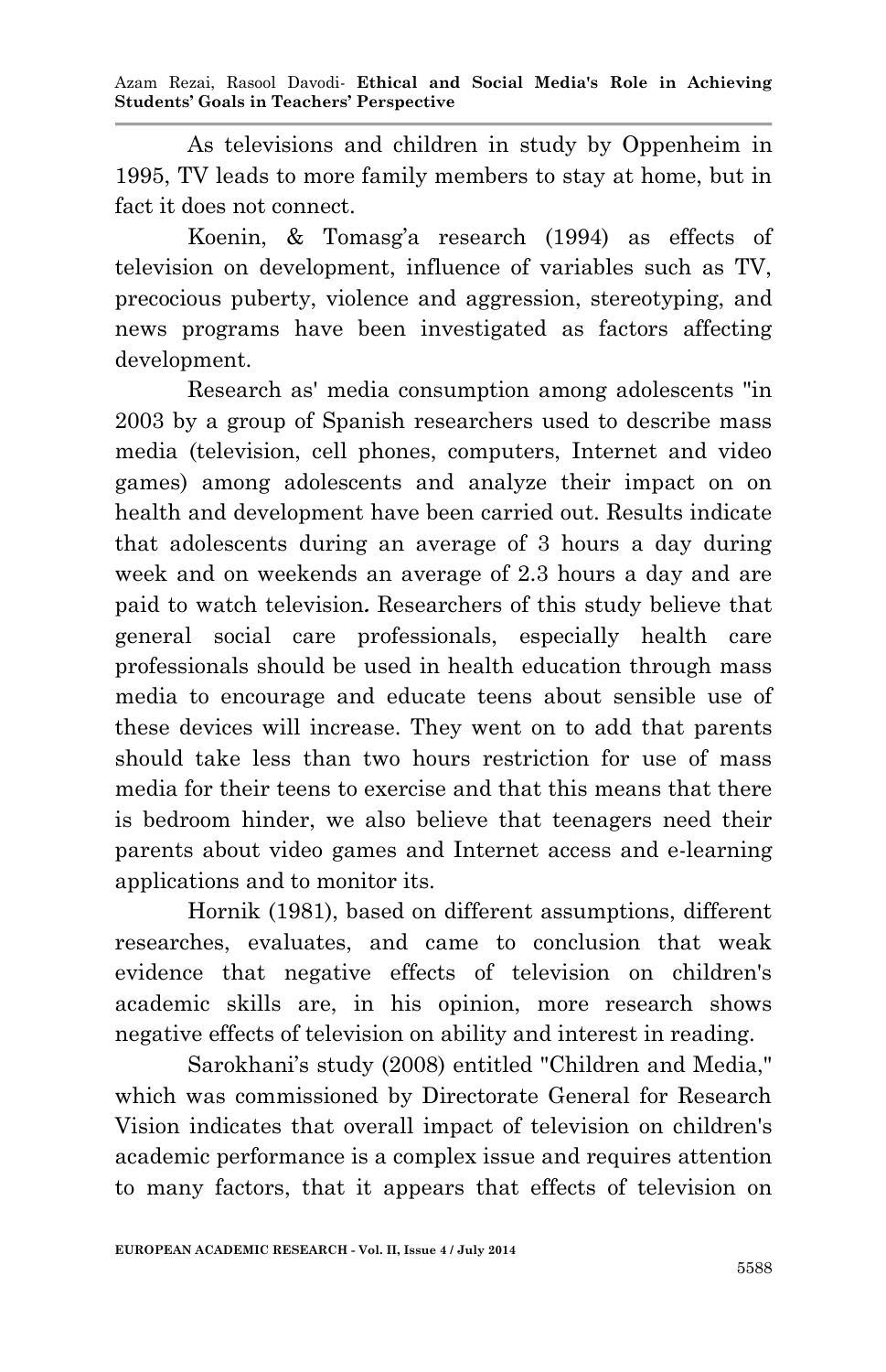As televisions and children in study by Oppenheim in 1995, TV leads to more family members to stay at home, but in fact it does not connect.

Koenin, & Tomasg'a research (1994) as effects of television on development, influence of variables such as TV, precocious puberty, violence and aggression, stereotyping, and news programs have been investigated as factors affecting development.

Research as' media consumption among adolescents "in 2003 by a group of Spanish researchers used to describe mass media (television, cell phones, computers, Internet and video games) among adolescents and analyze their impact on on health and development have been carried out. Results indicate that adolescents during an average of 3 hours a day during week and on weekends an average of 2.3 hours a day and are paid to watch television. Researchers of this study believe that general social care professionals, especially health care professionals should be used in health education through mass media to encourage and educate teens about sensible use of these devices will increase. They went on to add that parents should take less than two hours restriction for use of mass media for their teens to exercise and that this means that there is bedroom hinder, we also believe that teenagers need their parents about video games and Internet access and e-learning applications and to monitor its.

Hornik (1981), based on different assumptions, different researches, evaluates, and came to conclusion that weak evidence that negative effects of television on children's academic skills are, in his opinion, more research shows negative effects of television on ability and interest in reading.

Sarokhani's study (2008) entitled "Children and Media," which was commissioned by Directorate General for Research Vision indicates that overall impact of television on children's academic performance is a complex issue and requires attention to many factors, that it appears that effects of television on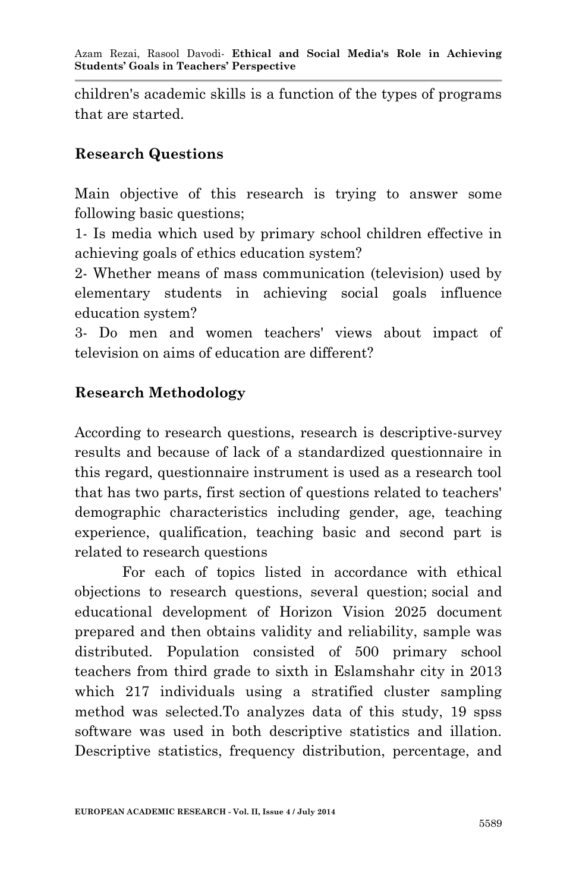children's academic skills is a function of the types of programs that are started.

## Research Questions

Main objective of this research is trying to answer some following basic questions;

1- Is media which used by primary school children effective in achieving goals of ethics education system?

2- Whether means of mass communication (television) used by elementary students in achieving social goals influence education system?

3- Do men and women teachers' views about impact of television on aims of education are different?

## Research Methodology

According to research questions, research is descriptive-survey results and because of lack of a standardized questionnaire in this regard, questionnaire instrument is used as a research tool that has two parts, first section of questions related to teachers' demographic characteristics including gender, age, teaching experience, qualification, teaching basic and second part is related to research questions

For each of topics listed in accordance with ethical objections to research questions, several question; social and educational development of Horizon Vision 2025 document prepared and then obtains validity and reliability, sample was distributed. Population consisted of 500 primary school teachers from third grade to sixth in Eslamshahr city in 2013 which 217 individuals using a stratified cluster sampling method was selected.To analyzes data of this study, 19 spss software was used in both descriptive statistics and illation. Descriptive statistics, frequency distribution, percentage, and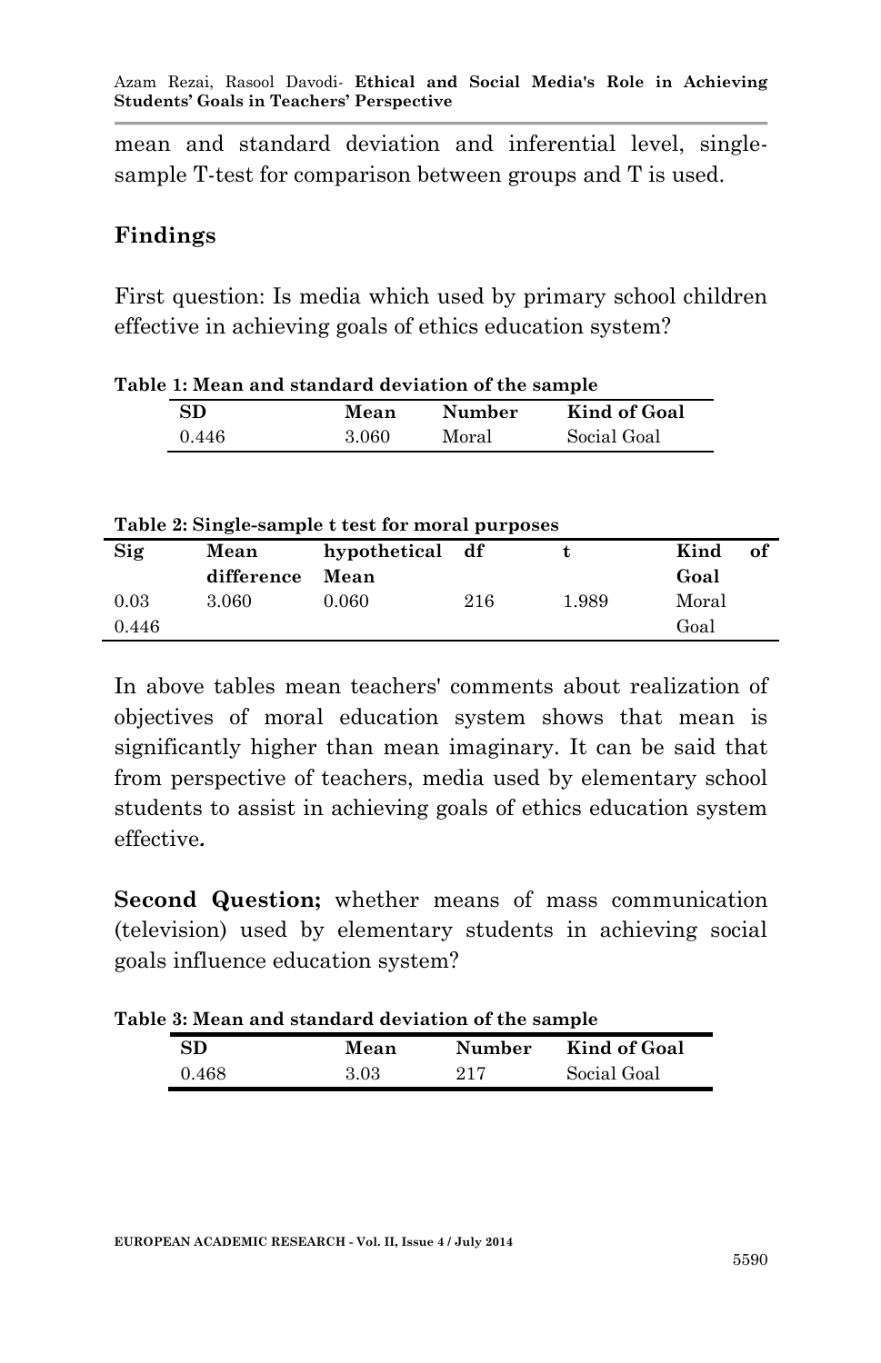mean and standard deviation and inferential level, single-sample T-test for comparison between groups and T is used.

## Findings

First question: Is media which used by primary school children effective in achieving goals of ethics education system?

**Table 1: Mean and standard deviation of the sample**

| SD | Mean | Number | Kind of Goal |
|---|---|---|---|
| 0.446 | 3.060 | Moral | Social Goal |

**Table 2: Single-sample t test for moral purposes**

| Sig | Mean difference | hypothetical Mean | df | t | Kind of Goal |
|---|---|---|---|---|---|
| 0.03 | 3.060 | 0.060 | 216 | 1.989 | Moral |
| 0.446 | | | | | Goal |

In above tables mean teachers' comments about realization of objectives of moral education system shows that mean is significantly higher than mean imaginary. It can be said that from perspective of teachers, media used by elementary school students to assist in achieving goals of ethics education system effective.

**Second Question;** whether means of mass communication (television) used by elementary students in achieving social goals influence education system?

**Table 3: Mean and standard deviation of the sample**

| SD | Mean | Number | Kind of Goal |
|---|---|---|---|
| 0.468 | 3.03 | 217 | Social Goal |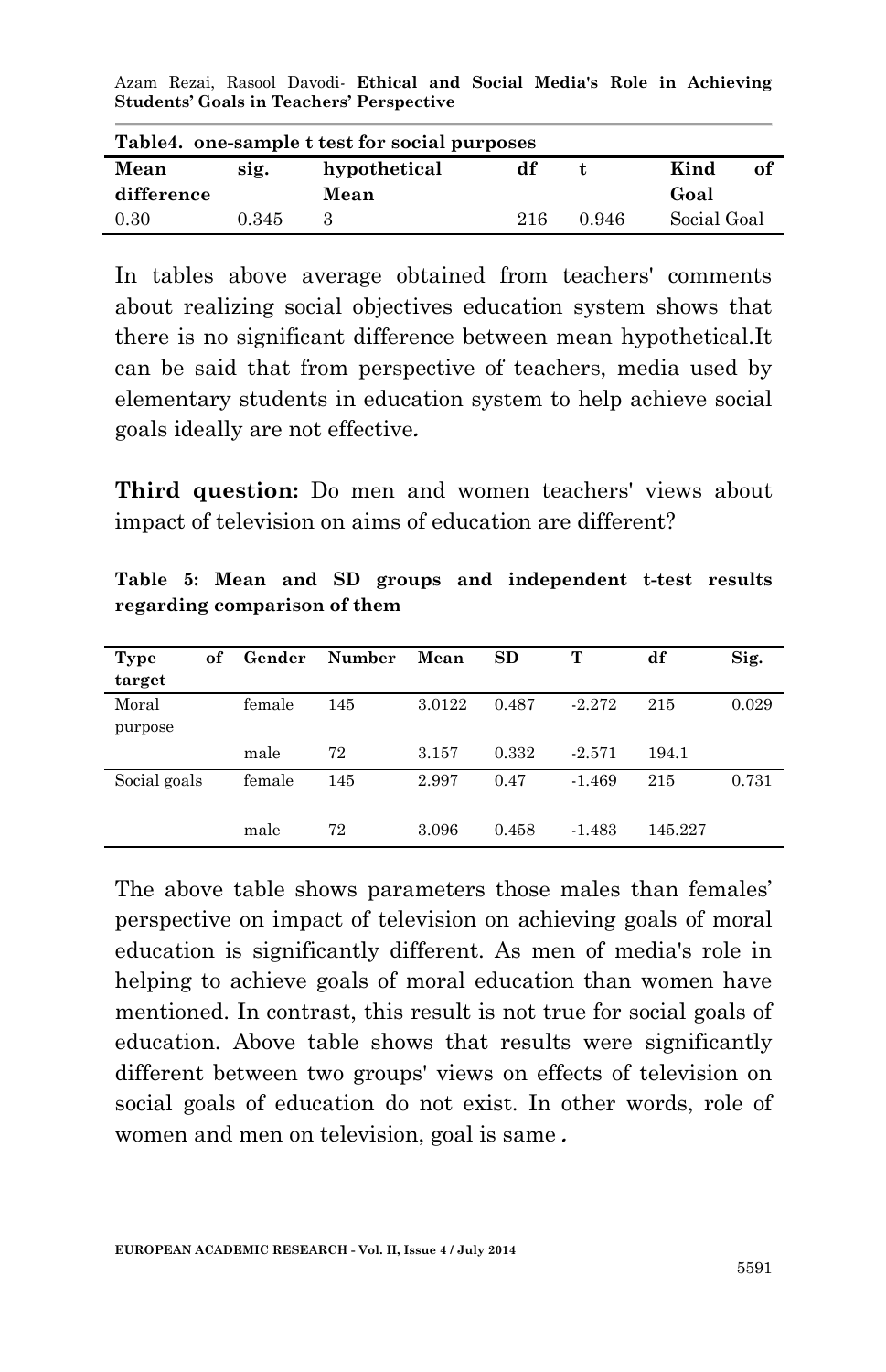**Table4. one-sample t test for social purposes**

| Mean difference | sig. | hypothetical Mean | df | t | Kind of Goal |
|---|---|---|---|---|---|
| 0.30 | 0.345 | 3 | 216 | 0.946 | Social Goal |

In tables above average obtained from teachers' comments about realizing social objectives education system shows that there is no significant difference between mean hypothetical.It can be said that from perspective of teachers, media used by elementary students in education system to help achieve social goals ideally are not effective*.*

**Third question:** Do men and women teachers' views about impact of television on aims of education are different?

**Table 5: Mean and SD groups and independent t-test results regarding comparison of them**

| Type of target | Gender | Number | Mean | SD | T | df | Sig. |
|---|---|---|---|---|---|---|---|
| Moral purpose | female | 145 | 3.0122 | 0.487 | -2.272 | 215 | 0.029 |
| | male | 72 | 3.157 | 0.332 | -2.571 | 194.1 | |
| Social goals | female | 145 | 2.997 | 0.47 | -1.469 | 215 | 0.731 |
| | male | 72 | 3.096 | 0.458 | -1.483 | 145.227 | |

The above table shows parameters those males than females' perspective on impact of television on achieving goals of moral education is significantly different. As men of media's role in helping to achieve goals of moral education than women have mentioned. In contrast, this result is not true for social goals of education. Above table shows that results were significantly different between two groups' views on effects of television on social goals of education do not exist. In other words, role of women and men on television, goal is same*.*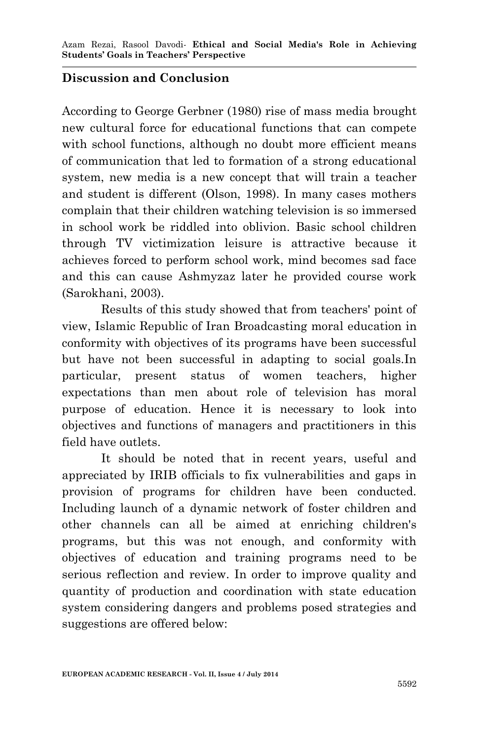## Discussion and Conclusion

According to George Gerbner (1980) rise of mass media brought new cultural force for educational functions that can compete with school functions, although no doubt more efficient means of communication that led to formation of a strong educational system, new media is a new concept that will train a teacher and student is different (Olson, 1998). In many cases mothers complain that their children watching television is so immersed in school work be riddled into oblivion. Basic school children through TV victimization leisure is attractive because it achieves forced to perform school work, mind becomes sad face and this can cause Ashmyzaz later he provided course work (Sarokhani, 2003).

Results of this study showed that from teachers' point of view, Islamic Republic of Iran Broadcasting moral education in conformity with objectives of its programs have been successful but have not been successful in adapting to social goals.In particular, present status of women teachers, higher expectations than men about role of television has moral purpose of education. Hence it is necessary to look into objectives and functions of managers and practitioners in this field have outlets.

It should be noted that in recent years, useful and appreciated by IRIB officials to fix vulnerabilities and gaps in provision of programs for children have been conducted. Including launch of a dynamic network of foster children and other channels can all be aimed at enriching children's programs, but this was not enough, and conformity with objectives of education and training programs need to be serious reflection and review. In order to improve quality and quantity of production and coordination with state education system considering dangers and problems posed strategies and suggestions are offered below: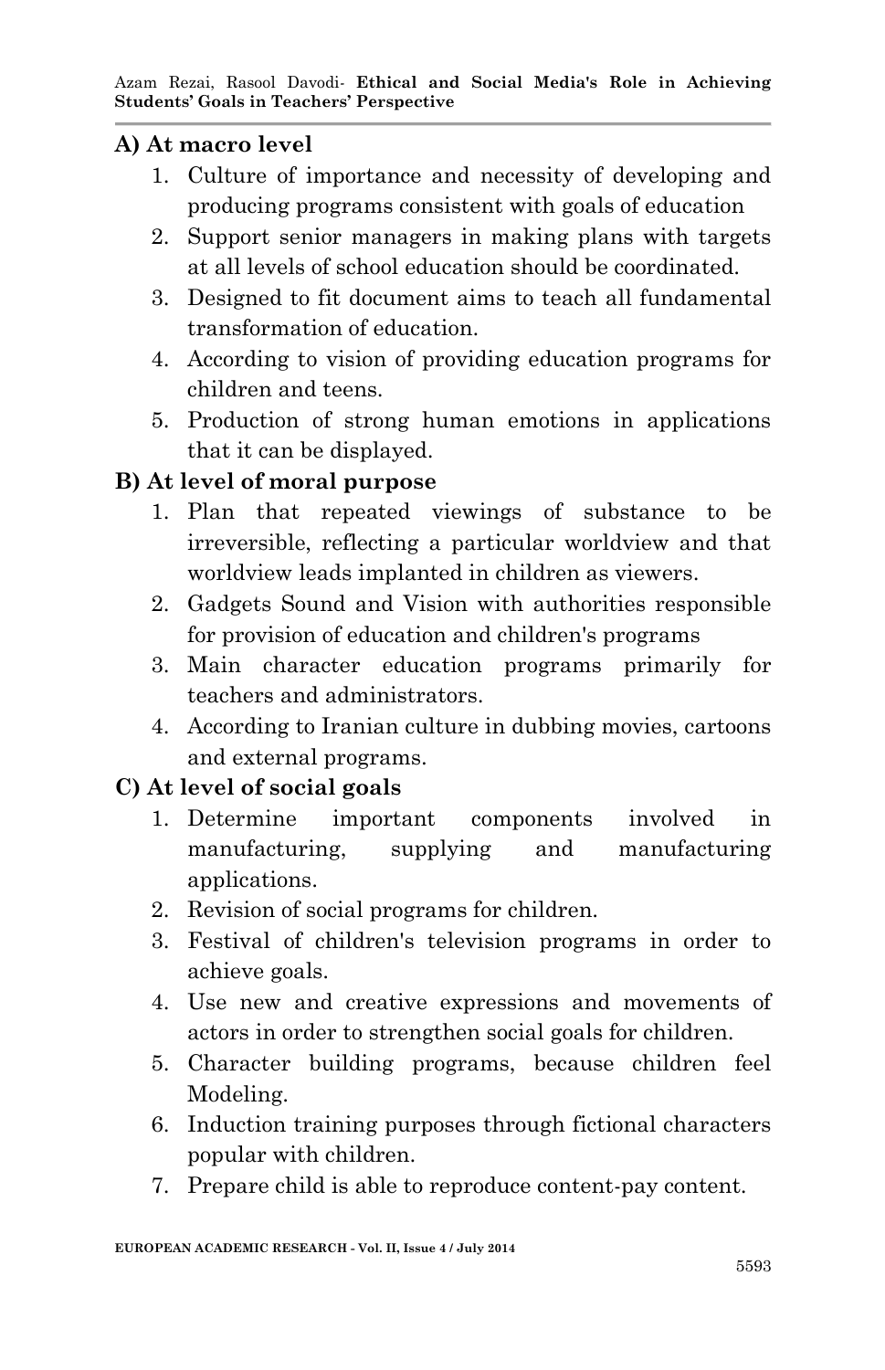**A) At macro level**

1. Culture of importance and necessity of developing and producing programs consistent with goals of education
2. Support senior managers in making plans with targets at all levels of school education should be coordinated.
3. Designed to fit document aims to teach all fundamental transformation of education.
4. According to vision of providing education programs for children and teens.
5. Production of strong human emotions in applications that it can be displayed.

**B) At level of moral purpose**

1. Plan that repeated viewings of substance to be irreversible, reflecting a particular worldview and that worldview leads implanted in children as viewers.
2. Gadgets Sound and Vision with authorities responsible for provision of education and children's programs
3. Main character education programs primarily for teachers and administrators.
4. According to Iranian culture in dubbing movies, cartoons and external programs.

**C) At level of social goals**

1. Determine important components involved in manufacturing, supplying and manufacturing applications.
2. Revision of social programs for children.
3. Festival of children's television programs in order to achieve goals.
4. Use new and creative expressions and movements of actors in order to strengthen social goals for children.
5. Character building programs, because children feel Modeling.
6. Induction training purposes through fictional characters popular with children.
7. Prepare child is able to reproduce content-pay content.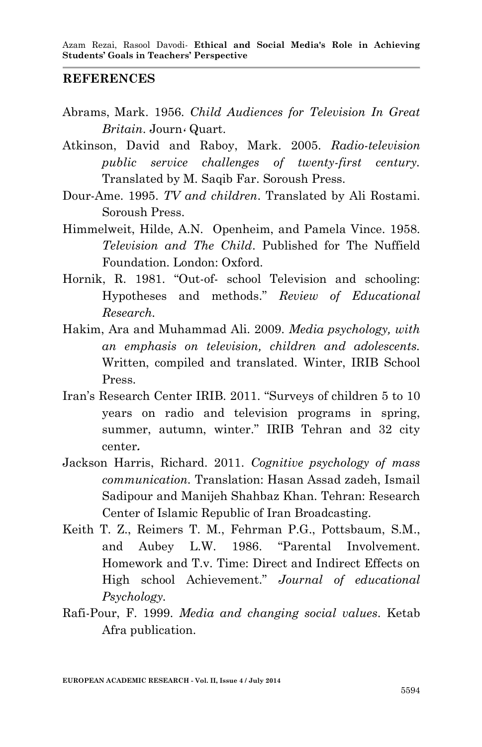## REFERENCES

Abrams, Mark. 1956. *Child Audiences for Television In Great Britain*. Journ، Quart.

Atkinson, David and Raboy, Mark. 2005. *Radio-television public service challenges of twenty-first century*. Translated by M. Saqib Far. Soroush Press.

Dour-Ame. 1995. *TV and children*. Translated by Ali Rostami. Soroush Press.

Himmelweit, Hilde, A.N. Openheim, and Pamela Vince. 1958. *Television and The Child*. Published for The Nuffield Foundation. London: Oxford.

Hornik, R. 1981. "Out-of- school Television and schooling: Hypotheses and methods." *Review of Educational Research*.

Hakim, Ara and Muhammad Ali. 2009. *Media psychology, with an emphasis on television, children and adolescents.* Written, compiled and translated. Winter, IRIB School Press.

Iran's Research Center IRIB. 2011. "Surveys of children 5 to 10 years on radio and television programs in spring, summer, autumn, winter." IRIB Tehran and 32 city center.

Jackson Harris, Richard. 2011. *Cognitive psychology of mass communication.* Translation: Hasan Assad zadeh, Ismail Sadipour and Manijeh Shahbaz Khan. Tehran: Research Center of Islamic Republic of Iran Broadcasting.

Keith T. Z., Reimers T. M., Fehrman P.G., Pottsbaum, S.M., and Aubey L.W. 1986. "Parental Involvement. Homework and T.v. Time: Direct and Indirect Effects on High school Achievement." *Journal of educational Psychology.*

Rafi-Pour, F. 1999. *Media and changing social values*. Ketab Afra publication.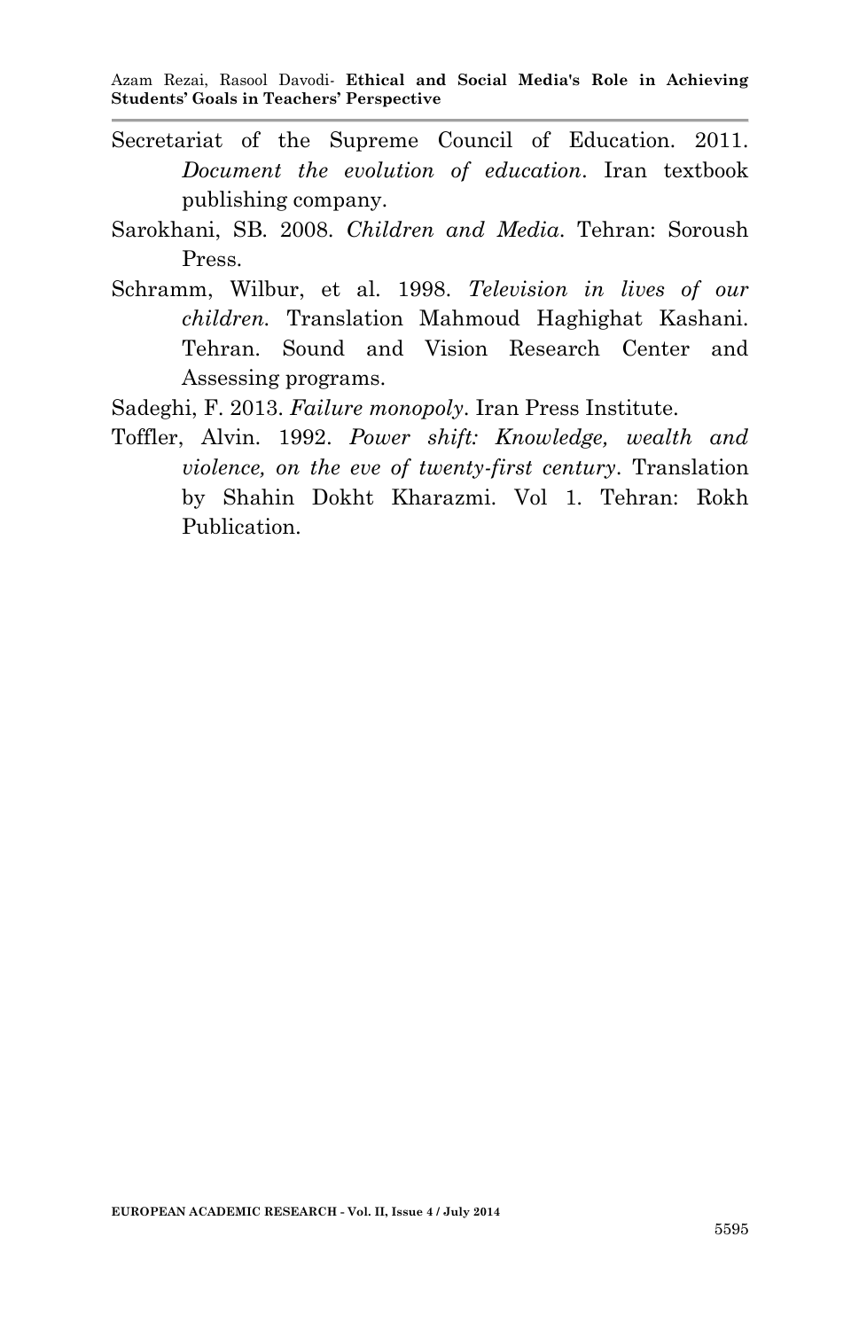Secretariat of the Supreme Council of Education. 2011. *Document the evolution of education*. Iran textbook publishing company.

Sarokhani, SB. 2008. *Children and Media*. Tehran: Soroush Press.

Schramm, Wilbur, et al. 1998. *Television in lives of our children.* Translation Mahmoud Haghighat Kashani. Tehran. Sound and Vision Research Center and Assessing programs.

Sadeghi, F. 2013. *Failure monopoly*. Iran Press Institute.

Toffler, Alvin. 1992. *Power shift: Knowledge, wealth and violence, on the eve of twenty-first century*. Translation by Shahin Dokht Kharazmi. Vol 1. Tehran: Rokh Publication.